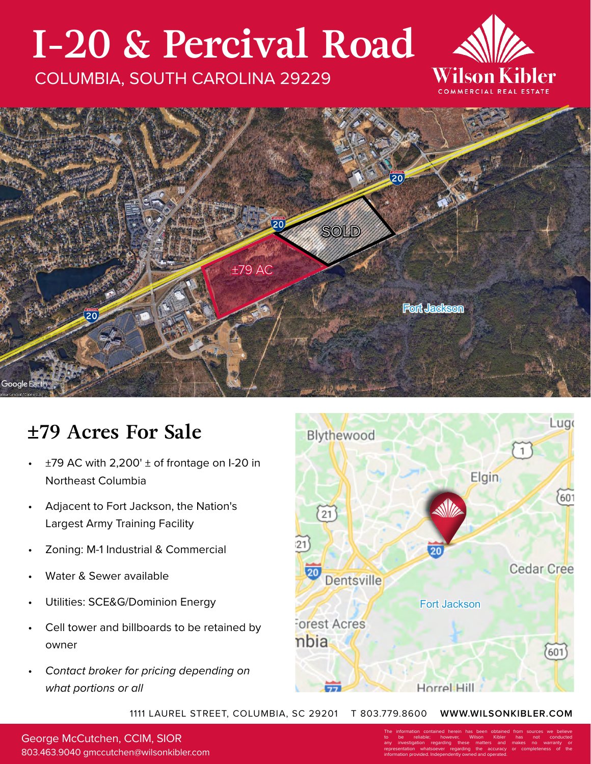# I-20 & Percival Road

COLUMBIA, SOUTH CAROLINA 29229

Wilson Kibler
COMMERCIAL REAL ESTATE

## ±79 Acres For Sale

- ±79 AC with 2,200' ± of frontage on I-20 in Northeast Columbia
- Adjacent to Fort Jackson, the Nation's Largest Army Training Facility
- Zoning: M-1 Industrial & Commercial
- Water & Sewer available
- Utilities: SCE&G/Dominion Energy
- Cell tower and billboards to be retained by owner
- *Contact broker for pricing depending on what portions or all*

1111 LAUREL STREET, COLUMBIA, SC 29201 T 803.779.8600 **WWW.WILSONKIBLER.COM**

George McCutchen, CCIM, SIOR
803.463.9040 gmccutchen@wilsonkibler.com

The information contained herein has been obtained from sources we believe to be reliable; however, Wilson Kibler has not conducted any investigation regarding these matters and makes no warranty or representation whatsoever regarding the accuracy or completeness of the information provided. Independently owned and operated.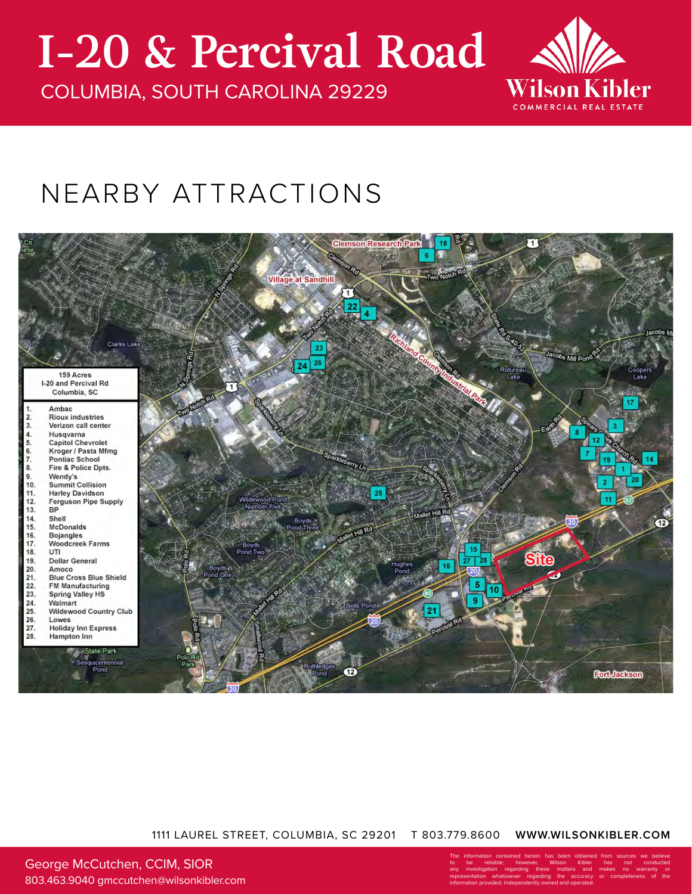# I-20 & Percival Road

COLUMBIA, SOUTH CAROLINA 29229

Wilson Kibler
COMMERCIAL REAL ESTATE

## NEARBY ATTRACTIONS

159 Acres
I-20 and Percival Rd
Columbia, SC

1. Ambac
2. Rioux industries
3. Verizon call center
4. Husqvarna
5. Capitol Chevrolet
6. Kroger / Pasta Mfmg
7. Pontiac School
8. Fire & Police Dpts.
9. Wendy's
10. Summit Collision
11. Harley Davidson
12. Ferguson Pipe Supply
13. BP
14. Shell
15. McDonalds
16. Bojangles
17. Woodcreek Farms
18. UTI
19. Dollar General
20. Amoco
21. Blue Cross Blue Shield
22. FM Manufacturing
23. Spring Valley HS
24. Walmart
25. Wildewood Country Club
26. Lowes
27. Holiday Inn Express
28. Hampton Inn

1111 LAUREL STREET, COLUMBIA, SC 29201 T 803.779.8600 **WWW.WILSONKIBLER.COM**

George McCutchen, CCIM, SIOR
803.463.9040 gmccutchen@wilsonkibler.com

The information contained herein has been obtained from sources we believe to be reliable; however, Wilson Kibler has not conducted any investigation regarding these matters and makes no warranty or representation whatsoever regarding the accuracy or completeness of the information provided. Independently owned and operated.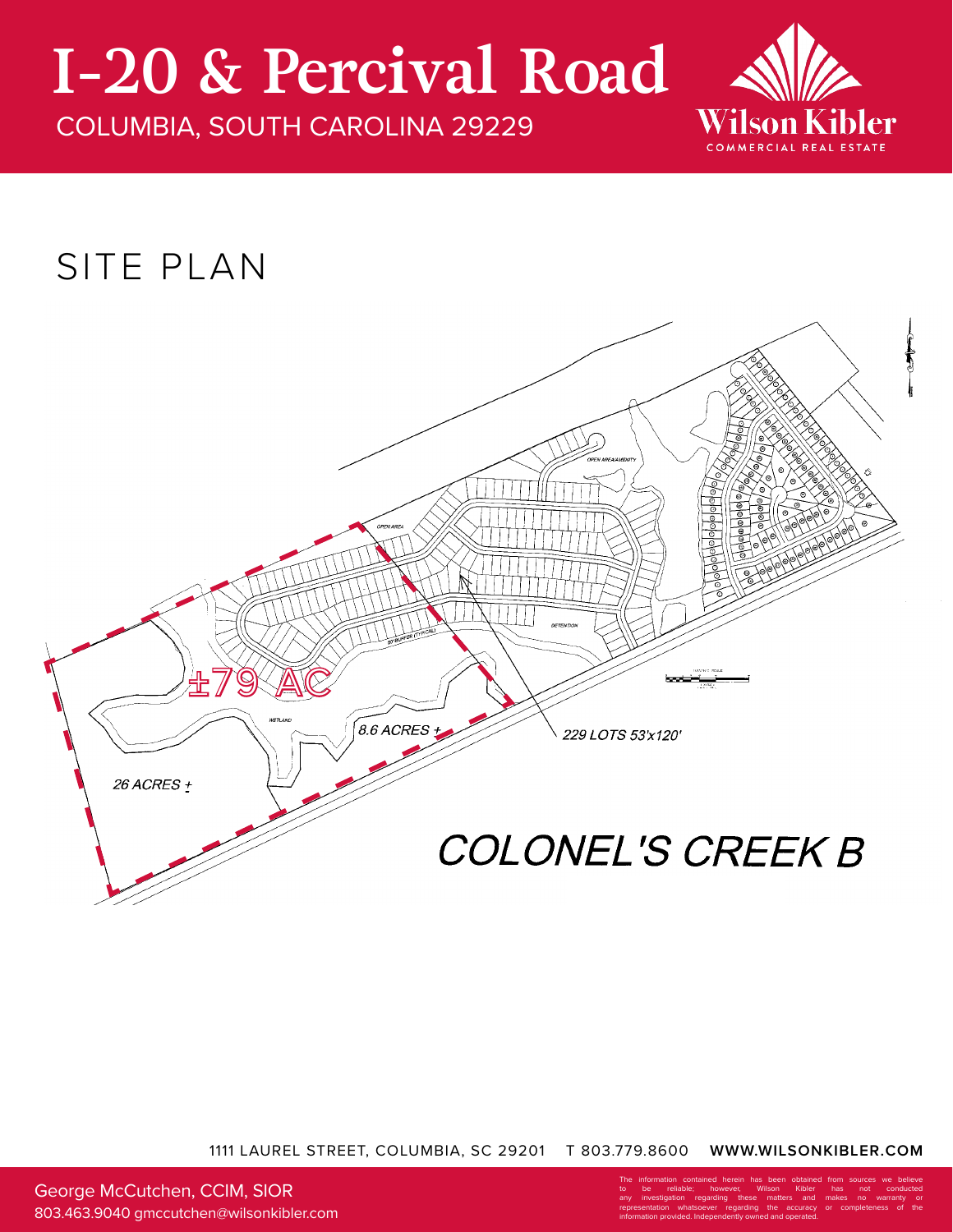# I-20 & Percival Road

COLUMBIA, SOUTH CAROLINA 29229

Wilson Kibler
COMMERCIAL REAL ESTATE

## SITE PLAN

OPEN AREA/AMENITY

OPEN AREA

DETENTION

±79 AC

WETLAND

8.6 ACRES ±

229 LOTS 53'x120'

26 ACRES ±

COLONEL'S CREEK B

1111 LAUREL STREET, COLUMBIA, SC 29201 T 803.779.8600 **WWW.WILSONKIBLER.COM**

George McCutchen, CCIM, SIOR
803.463.9040 gmccutchen@wilsonkibler.com

The information contained herein has been obtained from sources we believe to be reliable; however, Wilson Kibler has not conducted any investigation regarding these matters and makes no warranty or representation whatsoever regarding the accuracy or completeness of the information provided. Independently owned and operated.